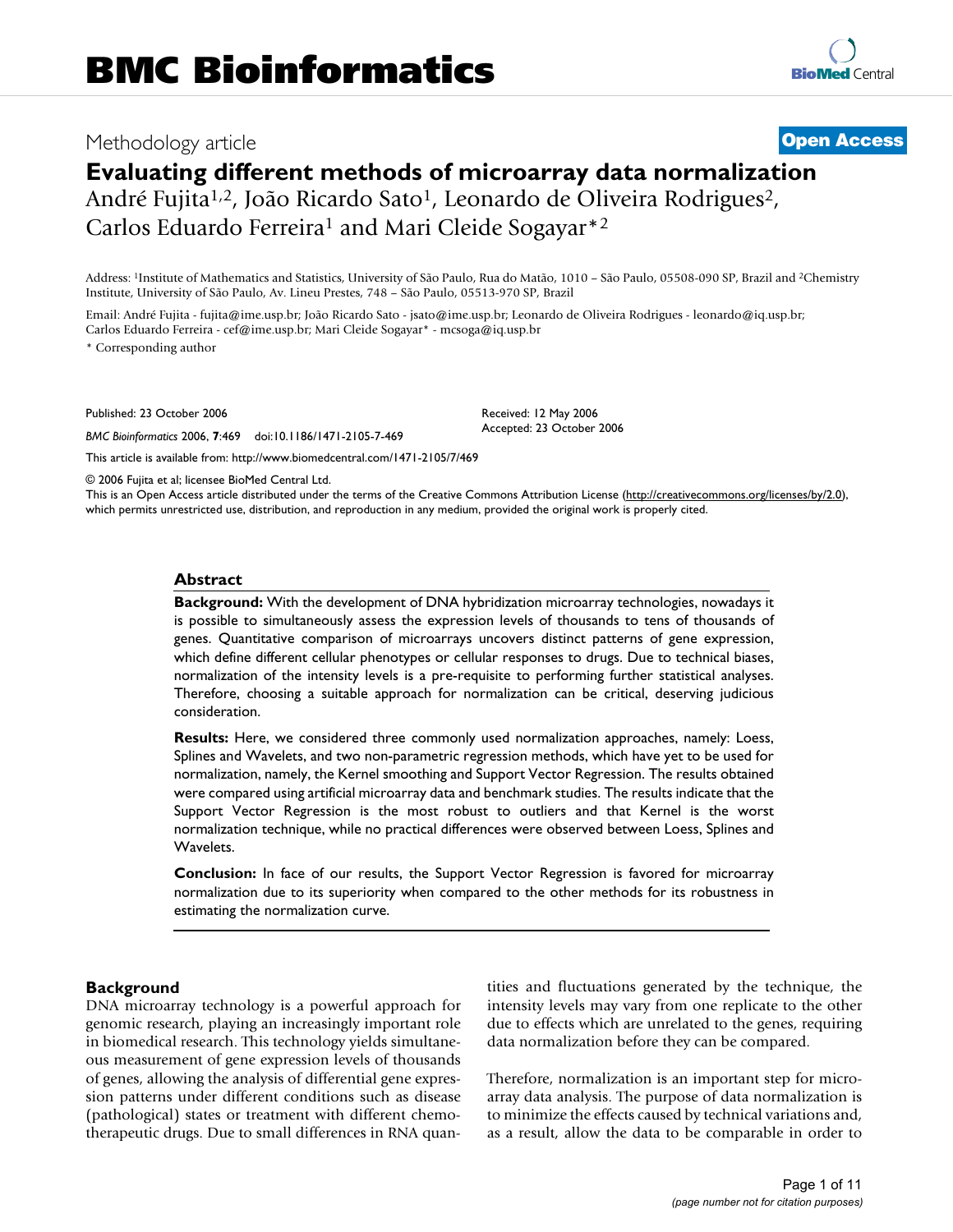# BMC Bioinformatics

Methodology article

**Open Access**

# Evaluating different methods of microarray data normalization

André Fujita[1,2], João Ricardo Sato[1], Leonardo de Oliveira Rodrigues[2], Carlos Eduardo Ferreira[1] and Mari Cleide Sogayar*[2]

Address: [1]Institute of Mathematics and Statistics, University of São Paulo, Rua do Matão, 1010 – São Paulo, 05508-090 SP, Brazil and [2]Chemistry Institute, University of São Paulo, Av. Lineu Prestes, 748 – São Paulo, 05513-970 SP, Brazil

Email: André Fujita - fujita@ime.usp.br; João Ricardo Sato - jsato@ime.usp.br; Leonardo de Oliveira Rodrigues - leonardo@iq.usp.br; Carlos Eduardo Ferreira - cef@ime.usp.br; Mari Cleide Sogayar* - mcsoga@iq.usp.br

\* Corresponding author

Published: 23 October 2006

*BMC Bioinformatics* 2006, **7**:469 doi:10.1186/1471-2105-7-469

Received: 12 May 2006
Accepted: 23 October 2006

This article is available from: http://www.biomedcentral.com/1471-2105/7/469

© 2006 Fujita et al; licensee BioMed Central Ltd.
This is an Open Access article distributed under the terms of the Creative Commons Attribution License (http://creativecommons.org/licenses/by/2.0), which permits unrestricted use, distribution, and reproduction in any medium, provided the original work is properly cited.

## Abstract

**Background:** With the development of DNA hybridization microarray technologies, nowadays it is possible to simultaneously assess the expression levels of thousands to tens of thousands of genes. Quantitative comparison of microarrays uncovers distinct patterns of gene expression, which define different cellular phenotypes or cellular responses to drugs. Due to technical biases, normalization of the intensity levels is a pre-requisite to performing further statistical analyses. Therefore, choosing a suitable approach for normalization can be critical, deserving judicious consideration.

**Results:** Here, we considered three commonly used normalization approaches, namely: Loess, Splines and Wavelets, and two non-parametric regression methods, which have yet to be used for normalization, namely, the Kernel smoothing and Support Vector Regression. The results obtained were compared using artificial microarray data and benchmark studies. The results indicate that the Support Vector Regression is the most robust to outliers and that Kernel is the worst normalization technique, while no practical differences were observed between Loess, Splines and Wavelets.

**Conclusion:** In face of our results, the Support Vector Regression is favored for microarray normalization due to its superiority when compared to the other methods for its robustness in estimating the normalization curve.

## Background

DNA microarray technology is a powerful approach for genomic research, playing an increasingly important role in biomedical research. This technology yields simultaneous measurement of gene expression levels of thousands of genes, allowing the analysis of differential gene expression patterns under different conditions such as disease (pathological) states or treatment with different chemotherapeutic drugs. Due to small differences in RNA quantities and fluctuations generated by the technique, the intensity levels may vary from one replicate to the other due to effects which are unrelated to the genes, requiring data normalization before they can be compared.

Therefore, normalization is an important step for microarray data analysis. The purpose of data normalization is to minimize the effects caused by technical variations and, as a result, allow the data to be comparable in order to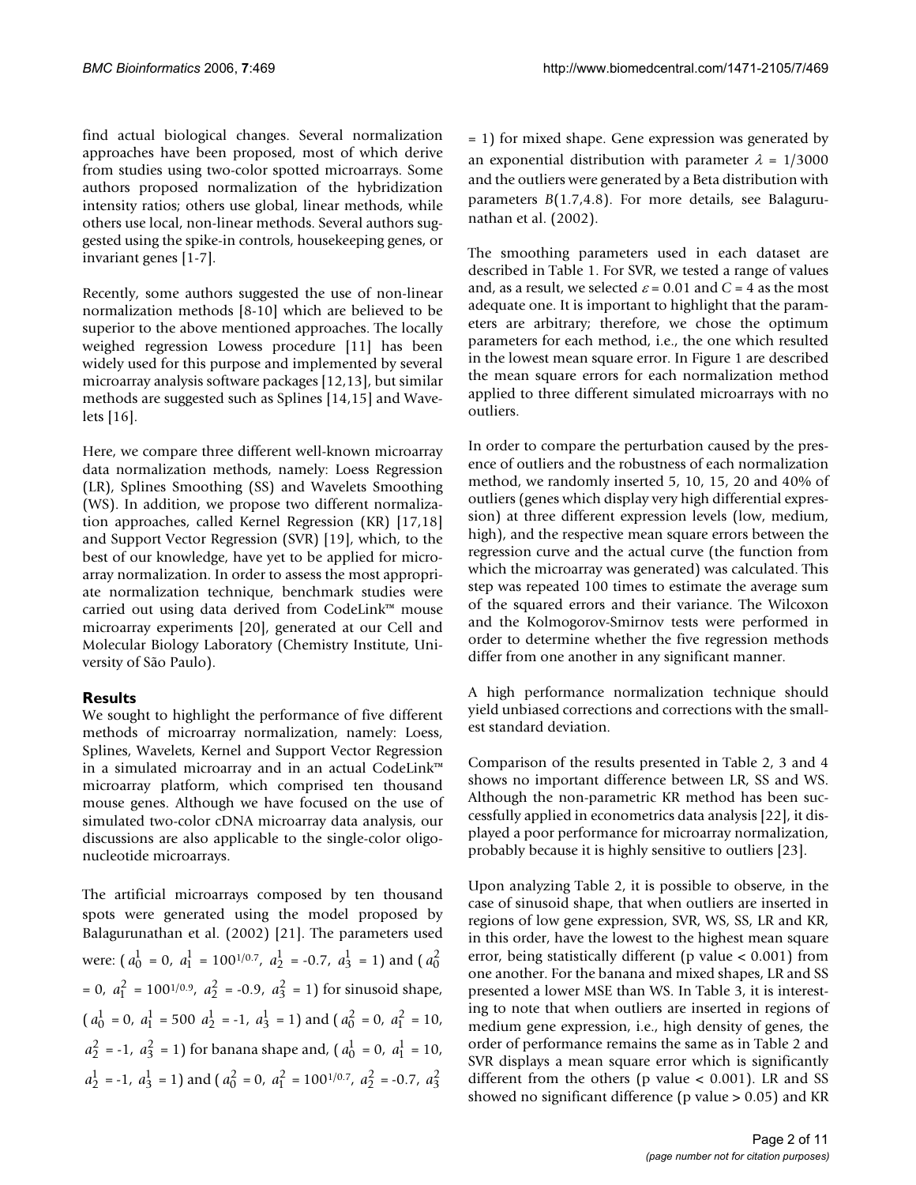find actual biological changes. Several normalization approaches have been proposed, most of which derive from studies using two-color spotted microarrays. Some authors proposed normalization of the hybridization intensity ratios; others use global, linear methods, while others use local, non-linear methods. Several authors suggested using the spike-in controls, housekeeping genes, or invariant genes [1-7].

Recently, some authors suggested the use of non-linear normalization methods [8-10] which are believed to be superior to the above mentioned approaches. The locally weighed regression Lowess procedure [11] has been widely used for this purpose and implemented by several microarray analysis software packages [12,13], but similar methods are suggested such as Splines [14,15] and Wavelets [16].

Here, we compare three different well-known microarray data normalization methods, namely: Loess Regression (LR), Splines Smoothing (SS) and Wavelets Smoothing (WS). In addition, we propose two different normalization approaches, called Kernel Regression (KR) [17,18] and Support Vector Regression (SVR) [19], which, to the best of our knowledge, have yet to be applied for microarray normalization. In order to assess the most appropriate normalization technique, benchmark studies were carried out using data derived from CodeLink™ mouse microarray experiments [20], generated at our Cell and Molecular Biology Laboratory (Chemistry Institute, University of São Paulo).

## Results

We sought to highlight the performance of five different methods of microarray normalization, namely: Loess, Splines, Wavelets, Kernel and Support Vector Regression in a simulated microarray and in an actual CodeLink™ microarray platform, which comprised ten thousand mouse genes. Although we have focused on the use of simulated two-color cDNA microarray data analysis, our discussions are also applicable to the single-color oligonucleotide microarrays.

The artificial microarrays composed by ten thousand spots were generated using the model proposed by Balagurunathan et al. (2002) [21]. The parameters used were: ($a_0^1$ = 0, $a_1^1$ = $100^{1/0.7}$, $a_2^1$ = -0.7, $a_3^1$ = 1) and ($a_0^2$ = 0, $a_1^2$ = $100^{1/0.9}$, $a_2^2$ = -0.9, $a_3^2$ = 1) for sinusoid shape, ($a_0^1$ = 0, $a_1^1$ = 500 $a_2^1$ = -1, $a_3^1$ = 1) and ($a_0^2$ = 0, $a_1^2$ = 10, $a_2^2$ = -1, $a_3^2$ = 1) for banana shape and, ($a_0^1$ = 0, $a_1^1$ = 10, $a_2^1$ = -1, $a_3^1$ = 1) and ($a_0^2$ = 0, $a_1^2$ = $100^{1/0.7}$, $a_2^2$ = -0.7, $a_3^2$ = 1) for mixed shape. Gene expression was generated by an exponential distribution with parameter $\lambda = 1/3000$ and the outliers were generated by a Beta distribution with parameters $B(1.7,4.8)$. For more details, see Balagurunathan et al. (2002).

The smoothing parameters used in each dataset are described in Table 1. For SVR, we tested a range of values and, as a result, we selected $\varepsilon = 0.01$ and $C = 4$ as the most adequate one. It is important to highlight that the parameters are arbitrary; therefore, we chose the optimum parameters for each method, i.e., the one which resulted in the lowest mean square error. In Figure 1 are described the mean square errors for each normalization method applied to three different simulated microarrays with no outliers.

In order to compare the perturbation caused by the presence of outliers and the robustness of each normalization method, we randomly inserted 5, 10, 15, 20 and 40% of outliers (genes which display very high differential expression) at three different expression levels (low, medium, high), and the respective mean square errors between the regression curve and the actual curve (the function from which the microarray was generated) was calculated. This step was repeated 100 times to estimate the average sum of the squared errors and their variance. The Wilcoxon and the Kolmogorov-Smirnov tests were performed in order to determine whether the five regression methods differ from one another in any significant manner.

A high performance normalization technique should yield unbiased corrections and corrections with the smallest standard deviation.

Comparison of the results presented in Table 2, 3 and 4 shows no important difference between LR, SS and WS. Although the non-parametric KR method has been successfully applied in econometrics data analysis [22], it displayed a poor performance for microarray normalization, probably because it is highly sensitive to outliers [23].

Upon analyzing Table 2, it is possible to observe, in the case of sinusoid shape, that when outliers are inserted in regions of low gene expression, SVR, WS, SS, LR and KR, in this order, have the lowest to the highest mean square error, being statistically different (p value < 0.001) from one another. For the banana and mixed shapes, LR and SS presented a lower MSE than WS. In Table 3, it is interesting to note that when outliers are inserted in regions of medium gene expression, i.e., high density of genes, the order of performance remains the same as in Table 2 and SVR displays a mean square error which is significantly different from the others (p value < 0.001). LR and SS showed no significant difference (p value > 0.05) and KR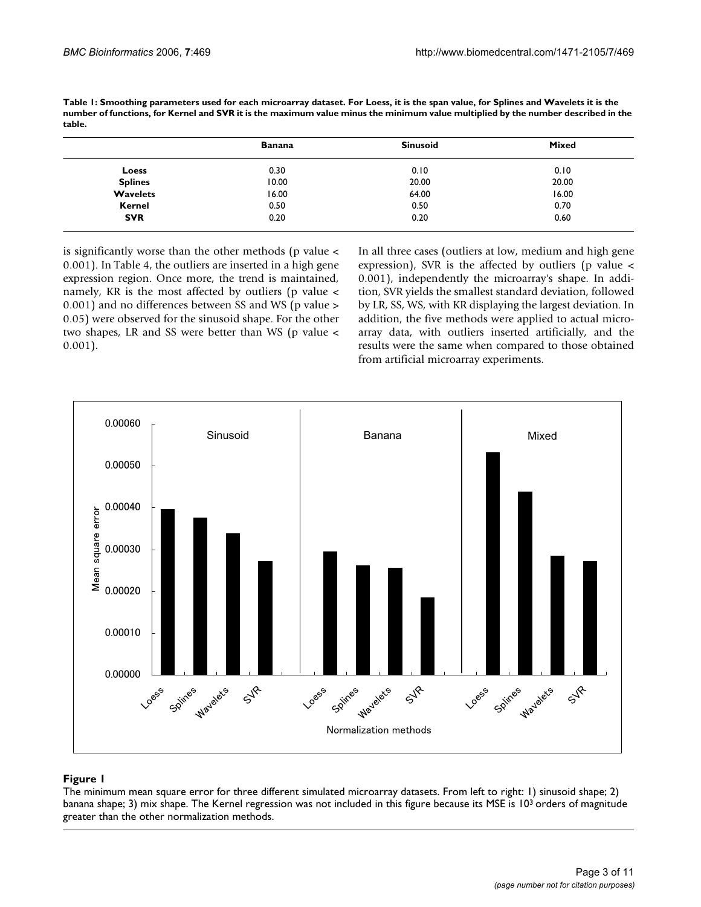**Table 1: Smoothing parameters used for each microarray dataset. For Loess, it is the span value, for Splines and Wavelets it is the number of functions, for Kernel and SVR it is the maximum value minus the minimum value multiplied by the number described in the table.**

| | Banana | Sinusoid | Mixed |
|---|---|---|---|
| **Loess** | 0.30 | 0.10 | 0.10 |
| **Splines** | 10.00 | 20.00 | 20.00 |
| **Wavelets** | 16.00 | 64.00 | 16.00 |
| **Kernel** | 0.50 | 0.50 | 0.70 |
| **SVR** | 0.20 | 0.20 | 0.60 |

is significantly worse than the other methods (p value < 0.001). In Table 4, the outliers are inserted in a high gene expression region. Once more, the trend is maintained, namely, KR is the most affected by outliers (p value < 0.001) and no differences between SS and WS (p value > 0.05) were observed for the sinusoid shape. For the other two shapes, LR and SS were better than WS (p value < 0.001).

In all three cases (outliers at low, medium and high gene expression), SVR is the affected by outliers (p value < 0.001), independently the microarray's shape. In addition, SVR yields the smallest standard deviation, followed by LR, SS, WS, with KR displaying the largest deviation. In addition, the five methods were applied to actual microarray data, with outliers inserted artificially, and the results were the same when compared to those obtained from artificial microarray experiments.

**Figure 1**

The minimum mean square error for three different simulated microarray datasets. From left to right: 1) sinusoid shape; 2) banana shape; 3) mix shape. The Kernel regression was not included in this figure because its MSE is $10^3$ orders of magnitude greater than the other normalization methods.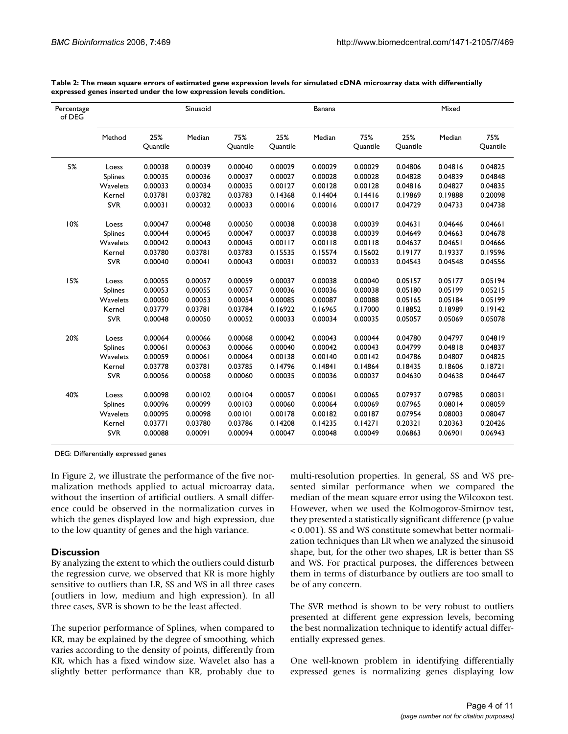**Table 2: The mean square errors of estimated gene expression levels for simulated cDNA microarray data with differentially expressed genes inserted under the low expression levels condition.**

| Percentage of DEG | | Sinusoid | | | Banana | | | Mixed | | |
|---|---|---|---|---|---|---|---|---|---|---|
| | Method | 25% Quantile | Median | 75% Quantile | 25% Quantile | Median | 75% Quantile | 25% Quantile | Median | 75% Quantile |
| 5% | Loess | 0.00038 | 0.00039 | 0.00040 | 0.00029 | 0.00029 | 0.00029 | 0.04806 | 0.04816 | 0.04825 |
| | Splines | 0.00035 | 0.00036 | 0.00037 | 0.00027 | 0.00028 | 0.00028 | 0.04828 | 0.04839 | 0.04848 |
| | Wavelets | 0.00033 | 0.00034 | 0.00035 | 0.00127 | 0.00128 | 0.00128 | 0.04816 | 0.04827 | 0.04835 |
| | Kernel | 0.03781 | 0.03782 | 0.03783 | 0.14368 | 0.14404 | 0.14416 | 0.19869 | 0.19888 | 0.20098 |
| | SVR | 0.00031 | 0.00032 | 0.00033 | 0.00016 | 0.00016 | 0.00017 | 0.04729 | 0.04733 | 0.04738 |
| 10% | Loess | 0.00047 | 0.00048 | 0.00050 | 0.00038 | 0.00038 | 0.00039 | 0.04631 | 0.04646 | 0.04661 |
| | Splines | 0.00044 | 0.00045 | 0.00047 | 0.00037 | 0.00038 | 0.00039 | 0.04649 | 0.04663 | 0.04678 |
| | Wavelets | 0.00042 | 0.00043 | 0.00045 | 0.00117 | 0.00118 | 0.00118 | 0.04637 | 0.04651 | 0.04666 |
| | Kernel | 0.03780 | 0.03781 | 0.03783 | 0.15535 | 0.15574 | 0.15602 | 0.19177 | 0.19337 | 0.19596 |
| | SVR | 0.00040 | 0.00041 | 0.00043 | 0.00031 | 0.00032 | 0.00033 | 0.04543 | 0.04548 | 0.04556 |
| 15% | Loess | 0.00055 | 0.00057 | 0.00059 | 0.00037 | 0.00038 | 0.00040 | 0.05157 | 0.05177 | 0.05194 |
| | Splines | 0.00053 | 0.00055 | 0.00057 | 0.00036 | 0.00036 | 0.00038 | 0.05180 | 0.05199 | 0.05215 |
| | Wavelets | 0.00050 | 0.00053 | 0.00054 | 0.00085 | 0.00087 | 0.00088 | 0.05165 | 0.05184 | 0.05199 |
| | Kernel | 0.03779 | 0.03781 | 0.03784 | 0.16922 | 0.16965 | 0.17000 | 0.18852 | 0.18989 | 0.19142 |
| | SVR | 0.00048 | 0.00050 | 0.00052 | 0.00033 | 0.00034 | 0.00035 | 0.05057 | 0.05069 | 0.05078 |
| 20% | Loess | 0.00064 | 0.00066 | 0.00068 | 0.00042 | 0.00043 | 0.00044 | 0.04780 | 0.04797 | 0.04819 |
| | Splines | 0.00061 | 0.00063 | 0.00066 | 0.00040 | 0.00042 | 0.00043 | 0.04799 | 0.04818 | 0.04837 |
| | Wavelets | 0.00059 | 0.00061 | 0.00064 | 0.00138 | 0.00140 | 0.00142 | 0.04786 | 0.04807 | 0.04825 |
| | Kernel | 0.03778 | 0.03781 | 0.03785 | 0.14796 | 0.14841 | 0.14864 | 0.18435 | 0.18606 | 0.18721 |
| | SVR | 0.00056 | 0.00058 | 0.00060 | 0.00035 | 0.00036 | 0.00037 | 0.04630 | 0.04638 | 0.04647 |
| 40% | Loess | 0.00098 | 0.00102 | 0.00104 | 0.00057 | 0.00061 | 0.00065 | 0.07937 | 0.07985 | 0.08031 |
| | Splines | 0.00096 | 0.00099 | 0.00103 | 0.00060 | 0.00064 | 0.00069 | 0.07965 | 0.08014 | 0.08059 |
| | Wavelets | 0.00095 | 0.00098 | 0.00101 | 0.00178 | 0.00182 | 0.00187 | 0.07954 | 0.08003 | 0.08047 |
| | Kernel | 0.03771 | 0.03780 | 0.03786 | 0.14208 | 0.14235 | 0.14271 | 0.20321 | 0.20363 | 0.20426 |
| | SVR | 0.00088 | 0.00091 | 0.00094 | 0.00047 | 0.00048 | 0.00049 | 0.06863 | 0.06901 | 0.06943 |

DEG: Differentially expressed genes

In Figure 2, we illustrate the performance of the five normalization methods applied to actual microarray data, without the insertion of artificial outliers. A small difference could be observed in the normalization curves in which the genes displayed low and high expression, due to the low quantity of genes and the high variance.

## Discussion

By analyzing the extent to which the outliers could disturb the regression curve, we observed that KR is more highly sensitive to outliers than LR, SS and WS in all three cases (outliers in low, medium and high expression). In all three cases, SVR is shown to be the least affected.

The superior performance of Splines, when compared to KR, may be explained by the degree of smoothing, which varies according to the density of points, differently from KR, which has a fixed window size. Wavelet also has a slightly better performance than KR, probably due to multi-resolution properties. In general, SS and WS presented similar performance when we compared the median of the mean square error using the Wilcoxon test. However, when we used the Kolmogorov-Smirnov test, they presented a statistically significant difference (p value $< 0.001$). SS and WS constitute somewhat better normalization techniques than LR when we analyzed the sinusoid shape, but, for the other two shapes, LR is better than SS and WS. For practical purposes, the differences between them in terms of disturbance by outliers are too small to be of any concern.

The SVR method is shown to be very robust to outliers presented at different gene expression levels, becoming the best normalization technique to identify actual differentially expressed genes.

One well-known problem in identifying differentially expressed genes is normalizing genes displaying low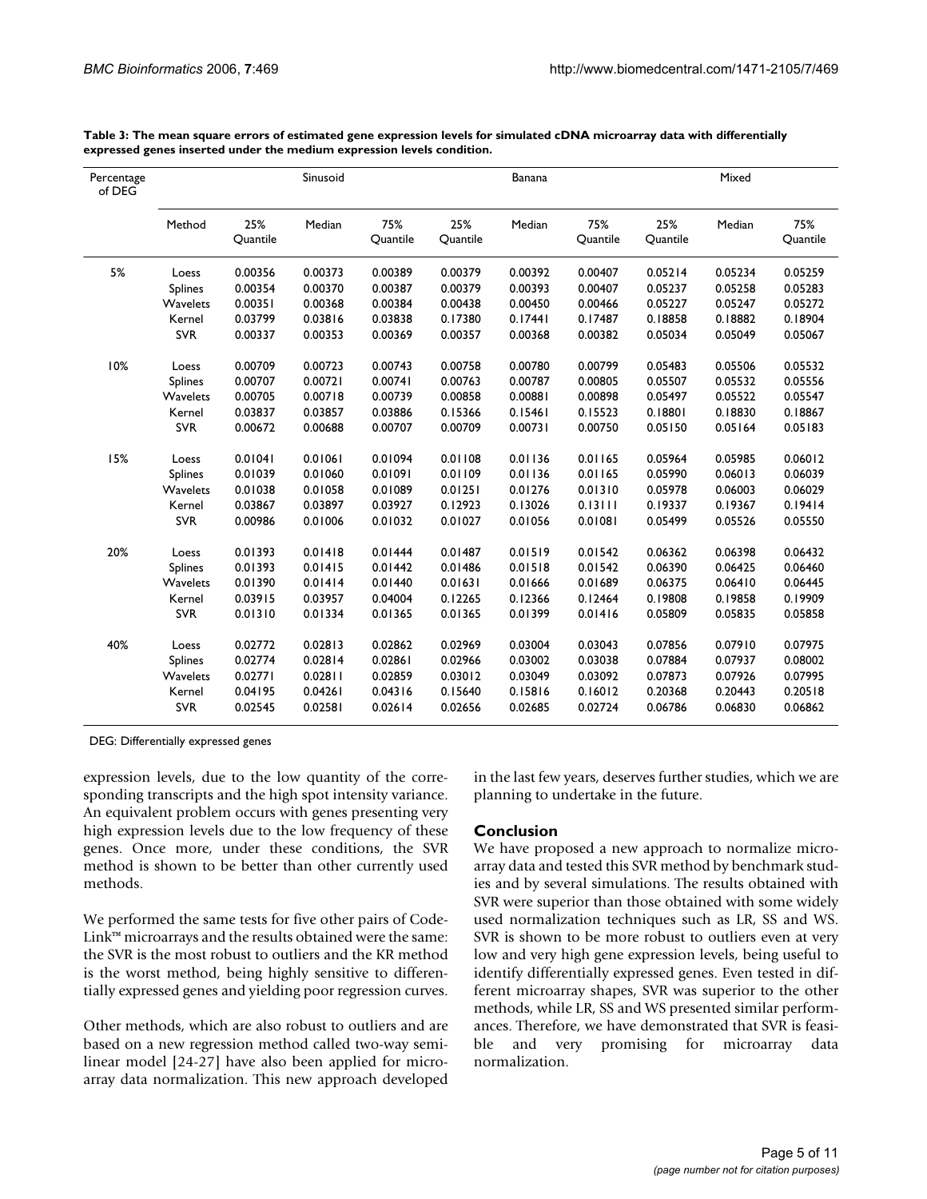**Table 3: The mean square errors of estimated gene expression levels for simulated cDNA microarray data with differentially expressed genes inserted under the medium expression levels condition.**

| Percentage of DEG | | Sinusoid | | | Banana | | | Mixed | | |
|---|---|---|---|---|---|---|---|---|---|---|
| | Method | 25% Quantile | Median | 75% Quantile | 25% Quantile | Median | 75% Quantile | 25% Quantile | Median | 75% Quantile |
| 5% | Loess | 0.00356 | 0.00373 | 0.00389 | 0.00379 | 0.00392 | 0.00407 | 0.05214 | 0.05234 | 0.05259 |
| | Splines | 0.00354 | 0.00370 | 0.00387 | 0.00379 | 0.00393 | 0.00407 | 0.05237 | 0.05258 | 0.05283 |
| | Wavelets | 0.00351 | 0.00368 | 0.00384 | 0.00438 | 0.00450 | 0.00466 | 0.05227 | 0.05247 | 0.05272 |
| | Kernel | 0.03799 | 0.03816 | 0.03838 | 0.17380 | 0.17441 | 0.17487 | 0.18858 | 0.18882 | 0.18904 |
| | SVR | 0.00337 | 0.00353 | 0.00369 | 0.00357 | 0.00368 | 0.00382 | 0.05034 | 0.05049 | 0.05067 |
| 10% | Loess | 0.00709 | 0.00723 | 0.00743 | 0.00758 | 0.00780 | 0.00799 | 0.05483 | 0.05506 | 0.05532 |
| | Splines | 0.00707 | 0.00721 | 0.00741 | 0.00763 | 0.00787 | 0.00805 | 0.05507 | 0.05532 | 0.05556 |
| | Wavelets | 0.00705 | 0.00718 | 0.00739 | 0.00858 | 0.00881 | 0.00898 | 0.05497 | 0.05522 | 0.05547 |
| | Kernel | 0.03837 | 0.03857 | 0.03886 | 0.15366 | 0.15461 | 0.15523 | 0.18801 | 0.18830 | 0.18867 |
| | SVR | 0.00672 | 0.00688 | 0.00707 | 0.00709 | 0.00731 | 0.00750 | 0.05150 | 0.05164 | 0.05183 |
| 15% | Loess | 0.01041 | 0.01061 | 0.01094 | 0.01108 | 0.01136 | 0.01165 | 0.05964 | 0.05985 | 0.06012 |
| | Splines | 0.01039 | 0.01060 | 0.01091 | 0.01109 | 0.01136 | 0.01165 | 0.05990 | 0.06013 | 0.06039 |
| | Wavelets | 0.01038 | 0.01058 | 0.01089 | 0.01251 | 0.01276 | 0.01310 | 0.05978 | 0.06003 | 0.06029 |
| | Kernel | 0.03867 | 0.03897 | 0.03927 | 0.12923 | 0.13026 | 0.13111 | 0.19337 | 0.19367 | 0.19414 |
| | SVR | 0.00986 | 0.01006 | 0.01032 | 0.01027 | 0.01056 | 0.01081 | 0.05499 | 0.05526 | 0.05550 |
| 20% | Loess | 0.01393 | 0.01418 | 0.01444 | 0.01487 | 0.01519 | 0.01542 | 0.06362 | 0.06398 | 0.06432 |
| | Splines | 0.01393 | 0.01415 | 0.01442 | 0.01486 | 0.01518 | 0.01542 | 0.06390 | 0.06425 | 0.06460 |
| | Wavelets | 0.01390 | 0.01414 | 0.01440 | 0.01631 | 0.01666 | 0.01689 | 0.06375 | 0.06410 | 0.06445 |
| | Kernel | 0.03915 | 0.03957 | 0.04004 | 0.12265 | 0.12366 | 0.12464 | 0.19808 | 0.19858 | 0.19909 |
| | SVR | 0.01310 | 0.01334 | 0.01365 | 0.01365 | 0.01399 | 0.01416 | 0.05809 | 0.05835 | 0.05858 |
| 40% | Loess | 0.02772 | 0.02813 | 0.02862 | 0.02969 | 0.03004 | 0.03043 | 0.07856 | 0.07910 | 0.07975 |
| | Splines | 0.02774 | 0.02814 | 0.02861 | 0.02966 | 0.03002 | 0.03038 | 0.07884 | 0.07937 | 0.08002 |
| | Wavelets | 0.02771 | 0.02811 | 0.02859 | 0.03012 | 0.03049 | 0.03092 | 0.07873 | 0.07926 | 0.07995 |
| | Kernel | 0.04195 | 0.04261 | 0.04316 | 0.15640 | 0.15816 | 0.16012 | 0.20368 | 0.20443 | 0.20518 |
| | SVR | 0.02545 | 0.02581 | 0.02614 | 0.02656 | 0.02685 | 0.02724 | 0.06786 | 0.06830 | 0.06862 |

DEG: Differentially expressed genes

expression levels, due to the low quantity of the corresponding transcripts and the high spot intensity variance. An equivalent problem occurs with genes presenting very high expression levels due to the low frequency of these genes. Once more, under these conditions, the SVR method is shown to be better than other currently used methods.

We performed the same tests for five other pairs of CodeLink™ microarrays and the results obtained were the same: the SVR is the most robust to outliers and the KR method is the worst method, being highly sensitive to differentially expressed genes and yielding poor regression curves.

Other methods, which are also robust to outliers and are based on a new regression method called two-way semilinear model [24-27] have also been applied for microarray data normalization. This new approach developed in the last few years, deserves further studies, which we are planning to undertake in the future.

## Conclusion

We have proposed a new approach to normalize microarray data and tested this SVR method by benchmark studies and by several simulations. The results obtained with SVR were superior than those obtained with some widely used normalization techniques such as LR, SS and WS. SVR is shown to be more robust to outliers even at very low and very high gene expression levels, being useful to identify differentially expressed genes. Even tested in different microarray shapes, SVR was superior to the other methods, while LR, SS and WS presented similar performances. Therefore, we have demonstrated that SVR is feasible and very promising for microarray data normalization.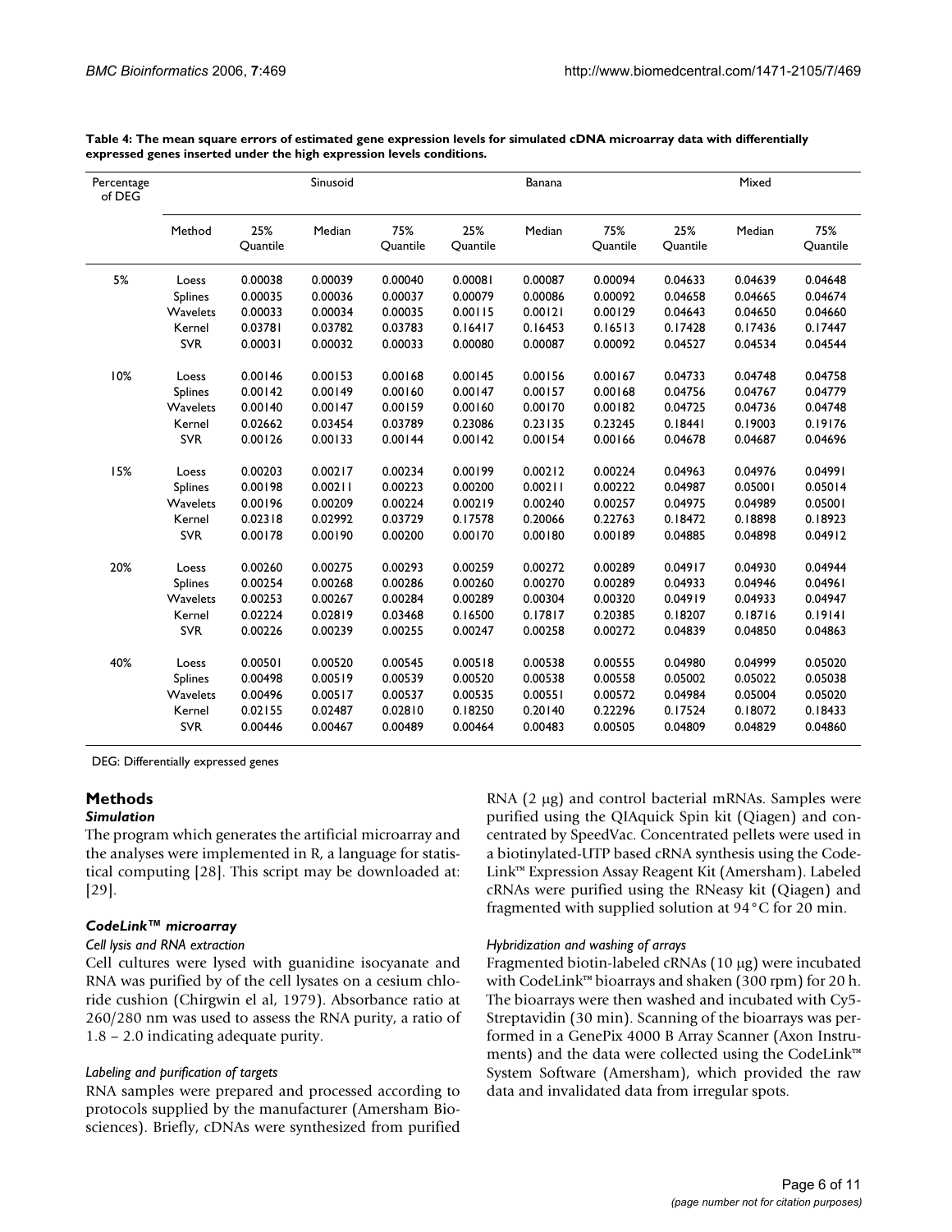**Table 4: The mean square errors of estimated gene expression levels for simulated cDNA microarray data with differentially expressed genes inserted under the high expression levels conditions.**

| Percentage of DEG | | Sinusoid | | | Banana | | | Mixed | | |
|---|---|---|---|---|---|---|---|---|---|---|
| | Method | 25% Quantile | Median | 75% Quantile | 25% Quantile | Median | 75% Quantile | 25% Quantile | Median | 75% Quantile |
| 5% | Loess | 0.00038 | 0.00039 | 0.00040 | 0.00081 | 0.00087 | 0.00094 | 0.04633 | 0.04639 | 0.04648 |
| | Splines | 0.00035 | 0.00036 | 0.00037 | 0.00079 | 0.00086 | 0.00092 | 0.04658 | 0.04665 | 0.04674 |
| | Wavelets | 0.00033 | 0.00034 | 0.00035 | 0.00115 | 0.00121 | 0.00129 | 0.04643 | 0.04650 | 0.04660 |
| | Kernel | 0.03781 | 0.03782 | 0.03783 | 0.16417 | 0.16453 | 0.16513 | 0.17428 | 0.17436 | 0.17447 |
| | SVR | 0.00031 | 0.00032 | 0.00033 | 0.00080 | 0.00087 | 0.00092 | 0.04527 | 0.04534 | 0.04544 |
| 10% | Loess | 0.00146 | 0.00153 | 0.00168 | 0.00145 | 0.00156 | 0.00167 | 0.04733 | 0.04748 | 0.04758 |
| | Splines | 0.00142 | 0.00149 | 0.00160 | 0.00147 | 0.00157 | 0.00168 | 0.04756 | 0.04767 | 0.04779 |
| | Wavelets | 0.00140 | 0.00147 | 0.00159 | 0.00160 | 0.00170 | 0.00182 | 0.04725 | 0.04736 | 0.04748 |
| | Kernel | 0.02662 | 0.03454 | 0.03789 | 0.23086 | 0.23135 | 0.23245 | 0.18441 | 0.19003 | 0.19176 |
| | SVR | 0.00126 | 0.00133 | 0.00144 | 0.00142 | 0.00154 | 0.00166 | 0.04678 | 0.04687 | 0.04696 |
| 15% | Loess | 0.00203 | 0.00217 | 0.00234 | 0.00199 | 0.00212 | 0.00224 | 0.04963 | 0.04976 | 0.04991 |
| | Splines | 0.00198 | 0.00211 | 0.00223 | 0.00200 | 0.00211 | 0.00222 | 0.04987 | 0.05001 | 0.05014 |
| | Wavelets | 0.00196 | 0.00209 | 0.00224 | 0.00219 | 0.00240 | 0.00257 | 0.04975 | 0.04989 | 0.05001 |
| | Kernel | 0.02318 | 0.02992 | 0.03729 | 0.17578 | 0.20066 | 0.22763 | 0.18472 | 0.18898 | 0.18923 |
| | SVR | 0.00178 | 0.00190 | 0.00200 | 0.00170 | 0.00180 | 0.00189 | 0.04885 | 0.04898 | 0.04912 |
| 20% | Loess | 0.00260 | 0.00275 | 0.00293 | 0.00259 | 0.00272 | 0.00289 | 0.04917 | 0.04930 | 0.04944 |
| | Splines | 0.00254 | 0.00268 | 0.00286 | 0.00260 | 0.00270 | 0.00289 | 0.04933 | 0.04946 | 0.04961 |
| | Wavelets | 0.00253 | 0.00267 | 0.00284 | 0.00289 | 0.00304 | 0.00320 | 0.04919 | 0.04933 | 0.04947 |
| | Kernel | 0.02224 | 0.02819 | 0.03468 | 0.16500 | 0.17817 | 0.20385 | 0.18207 | 0.18716 | 0.19141 |
| | SVR | 0.00226 | 0.00239 | 0.00255 | 0.00247 | 0.00258 | 0.00272 | 0.04839 | 0.04850 | 0.04863 |
| 40% | Loess | 0.00501 | 0.00520 | 0.00545 | 0.00518 | 0.00538 | 0.00555 | 0.04980 | 0.04999 | 0.05020 |
| | Splines | 0.00498 | 0.00519 | 0.00539 | 0.00520 | 0.00538 | 0.00558 | 0.05002 | 0.05022 | 0.05038 |
| | Wavelets | 0.00496 | 0.00517 | 0.00537 | 0.00535 | 0.00551 | 0.00572 | 0.04984 | 0.05004 | 0.05020 |
| | Kernel | 0.02155 | 0.02487 | 0.02810 | 0.18250 | 0.20140 | 0.22296 | 0.17524 | 0.18072 | 0.18433 |
| | SVR | 0.00446 | 0.00467 | 0.00489 | 0.00464 | 0.00483 | 0.00505 | 0.04809 | 0.04829 | 0.04860 |

DEG: Differentially expressed genes

## Methods

### *Simulation*

The program which generates the artificial microarray and the analyses were implemented in R, a language for statistical computing [28]. This script may be downloaded at: [29].

### *CodeLink™ microarray*

*Cell lysis and RNA extraction*

Cell cultures were lysed with guanidine isocyanate and RNA was purified by of the cell lysates on a cesium chloride cushion (Chirgwin el al, 1979). Absorbance ratio at 260/280 nm was used to assess the RNA purity, a ratio of 1.8 – 2.0 indicating adequate purity.

*Labeling and purification of targets*

RNA samples were prepared and processed according to protocols supplied by the manufacturer (Amersham Biosciences). Briefly, cDNAs were synthesized from purified RNA (2 µg) and control bacterial mRNAs. Samples were purified using the QIAquick Spin kit (Qiagen) and concentrated by SpeedVac. Concentrated pellets were used in a biotinylated-UTP based cRNA synthesis using the CodeLink™ Expression Assay Reagent Kit (Amersham). Labeled cRNAs were purified using the RNeasy kit (Qiagen) and fragmented with supplied solution at 94°C for 20 min.

*Hybridization and washing of arrays*

Fragmented biotin-labeled cRNAs (10 µg) were incubated with CodeLink™ bioarrays and shaken (300 rpm) for 20 h. The bioarrays were then washed and incubated with Cy5-Streptavidin (30 min). Scanning of the bioarrays was performed in a GenePix 4000 B Array Scanner (Axon Instruments) and the data were collected using the CodeLink™ System Software (Amersham), which provided the raw data and invalidated data from irregular spots.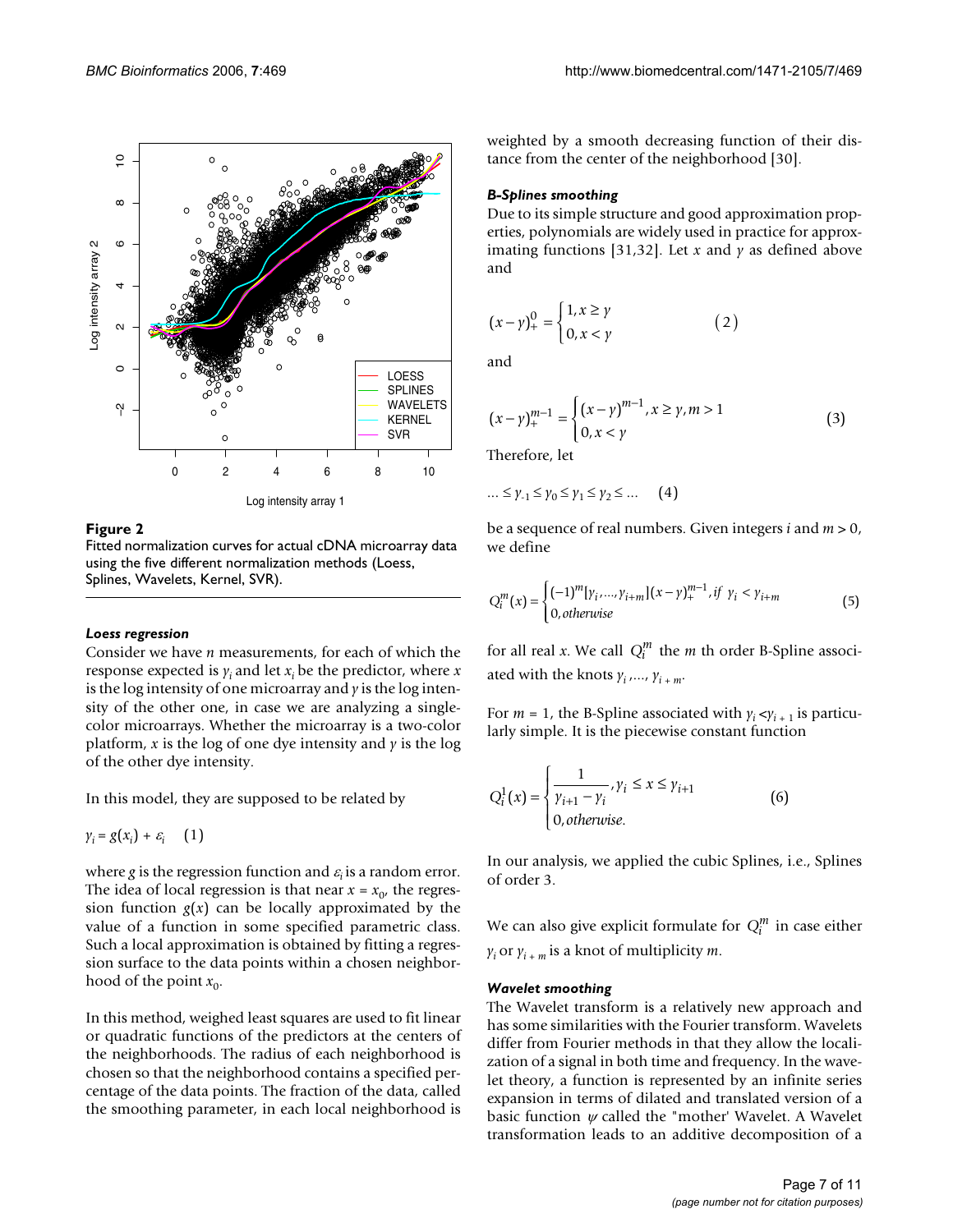Figure 2
Fitted normalization curves for actual cDNA microarray data using the five different normalization methods (Loess, Splines, Wavelets, Kernel, SVR).

#### *Loess regression*

Consider we have $n$ measurements, for each of which the response expected is $y_i$ and let $x_i$ be the predictor, where $x$ is the log intensity of one microarray and $y$ is the log intensity of the other one, in case we are analyzing a single-color microarrays. Whether the microarray is a two-color platform, $x$ is the log of one dye intensity and $y$ is the log of the other dye intensity.

In this model, they are supposed to be related by

$$y_i = g(x_i) + \varepsilon_i \quad (1)$$

where $g$ is the regression function and $\varepsilon_i$ is a random error. The idea of local regression is that near $x = x_0$, the regression function $g(x)$ can be locally approximated by the value of a function in some specified parametric class. Such a local approximation is obtained by fitting a regression surface to the data points within a chosen neighborhood of the point $x_0$.

In this method, weighed least squares are used to fit linear or quadratic functions of the predictors at the centers of the neighborhoods. The radius of each neighborhood is chosen so that the neighborhood contains a specified percentage of the data points. The fraction of the data, called the smoothing parameter, in each local neighborhood is weighted by a smooth decreasing function of their distance from the center of the neighborhood [30].

#### *B-Splines smoothing*

Due to its simple structure and good approximation properties, polynomials are widely used in practice for approximating functions [31,32]. Let $x$ and $y$ as defined above and

$$(x - y)_+^0 = \begin{cases} 1, x \geq y \\ 0, x < y \end{cases} \quad (2)$$

and

$$(x - y)_+^{m-1} = \begin{cases} (x - y)^{m-1}, x \geq y, m > 1 \\ 0, x < y \end{cases} \quad (3)$$

Therefore, let

$$\ldots \leq y_{-1} \leq y_0 \leq y_1 \leq y_2 \leq \ldots \quad (4)$$

be a sequence of real numbers. Given integers $i$ and $m > 0$, we define

$$Q_i^m(x) = \begin{cases} (-1)^m [y_i, \ldots, y_{i+m}](x - y)_+^{m-1}, \text{if } y_i < y_{i+m} \\ 0, \text{otherwise} \end{cases} \quad (5)$$

for all real $x$. We call $Q_i^m$ the $m$ th order B-Spline associated with the knots $y_i, \ldots, y_{i+m}$.

For $m = 1$, the B-Spline associated with $y_i < y_{i+1}$ is particularly simple. It is the piecewise constant function

$$Q_i^1(x) = \begin{cases} \dfrac{1}{y_{i+1} - y_i}, y_i \leq x \leq y_{i+1} \\ 0, \text{otherwise.} \end{cases} \quad (6)$$

In our analysis, we applied the cubic Splines, i.e., Splines of order 3.

We can also give explicit formulate for $Q_i^m$ in case either $y_i$ or $y_{i+m}$ is a knot of multiplicity $m$.

#### *Wavelet smoothing*

The Wavelet transform is a relatively new approach and has some similarities with the Fourier transform. Wavelets differ from Fourier methods in that they allow the localization of a signal in both time and frequency. In the wavelet theory, a function is represented by an infinite series expansion in terms of dilated and translated version of a basic function $\psi$ called the "mother' Wavelet. A Wavelet transformation leads to an additive decomposition of a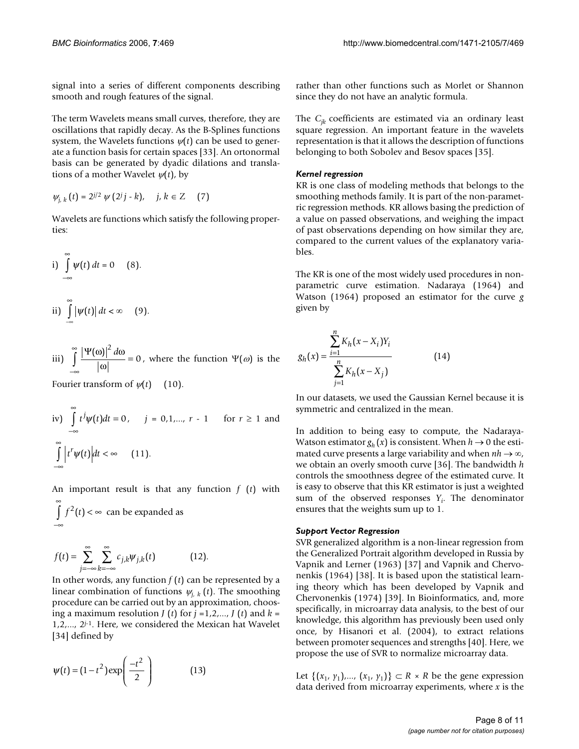signal into a series of different components describing smooth and rough features of the signal.

The term Wavelets means small curves, therefore, they are oscillations that rapidly decay. As the B-Splines functions system, the Wavelets functions $\psi(t)$ can be used to generate a function basis for certain spaces [33]. An ortonormal basis can be generated by dyadic dilations and translations of a mother Wavelet $\psi(t)$, by

$$\psi_{j,k}(t) = 2^{j/2}\, \psi\,(2^j j - k), \quad j, k \in Z \quad (7)$$

Wavelets are functions which satisfy the following properties:

i) $\int_{-\infty}^{\infty} \psi(t)\, dt = 0$ (8).

ii) $\int_{-\infty}^{\infty} |\psi(t)|\, dt < \infty$ (9).

iii) $\int_{-\infty}^{\infty} \frac{|\Psi(\omega)|^2\, d\omega}{|\omega|} = 0$, where the function $\Psi(\omega)$ is the Fourier transform of $\psi(t)$ (10).

iv) $\int_{-\infty}^{\infty} t^j \psi(t) dt = 0$, $j = 0,1,..., r - 1$ for $r \geq 1$ and $\int_{-\infty}^{\infty} \left| t^r \psi(t) \right| dt < \infty$ (11).

An important result is that any function $f(t)$ with $\int_{-\infty}^{\infty} f^2(t) < \infty$ can be expanded as

$$f(t) = \sum_{j=-\infty}^{\infty} \sum_{k=-\infty}^{\infty} c_{j,k} \psi_{j,k}(t) \quad (12).$$

In other words, any function $f(t)$ can be represented by a linear combination of functions $\psi_{j,k}(t)$. The smoothing procedure can be carried out by an approximation, choosing a maximum resolution $J(t)$ for $j = 1,2,..., J(t)$ and $k = 1,2,..., 2^{j-1}$. Here, we considered the Mexican hat Wavelet [34] defined by

$$\psi(t) = (1 - t^2)\exp\left(\frac{-t^2}{2}\right) \quad (13)$$

rather than other functions such as Morlet or Shannon since they do not have an analytic formula.

The $C_{jk}$ coefficients are estimated via an ordinary least square regression. An important feature in the wavelets representation is that it allows the description of functions belonging to both Sobolev and Besov spaces [35].

#### *Kernel regression*

KR is one class of modeling methods that belongs to the smoothing methods family. It is part of the non-parametric regression methods. KR allows basing the prediction of a value on passed observations, and weighing the impact of past observations depending on how similar they are, compared to the current values of the explanatory variables.

The KR is one of the most widely used procedures in non-parametric curve estimation. Nadaraya (1964) and Watson (1964) proposed an estimator for the curve $g$ given by

$$g_h(x) = \frac{\sum_{i=1}^{n} K_h(x - X_i) Y_i}{\sum_{j=1}^{n} K_h(x - X_j)} \quad (14)$$

In our datasets, we used the Gaussian Kernel because it is symmetric and centralized in the mean.

In addition to being easy to compute, the Nadaraya-Watson estimator $g_h(x)$ is consistent. When $h \to 0$ the estimated curve presents a large variability and when $nh \to \infty$, we obtain an overly smooth curve [36]. The bandwidth $h$ controls the smoothness degree of the estimated curve. It is easy to observe that this KR estimator is just a weighted sum of the observed responses $Y_i$. The denominator ensures that the weights sum up to 1.

#### *Support Vector Regression*

SVR generalized algorithm is a non-linear regression from the Generalized Portrait algorithm developed in Russia by Vapnik and Lerner (1963) [37] and Vapnik and Chervonenkis (1964) [38]. It is based upon the statistical learning theory which has been developed by Vapnik and Chervonenkis (1974) [39]. In Bioinformatics, and, more specifically, in microarray data analysis, to the best of our knowledge, this algorithm has previously been used only once, by Hisanori et al. (2004), to extract relations between promoter sequences and strengths [40]. Here, we propose the use of SVR to normalize microarray data.

Let $\{(x_1, y_1),..., (x_1, y_1)\} \subset R \times R$ be the gene expression data derived from microarray experiments, where $x$ is the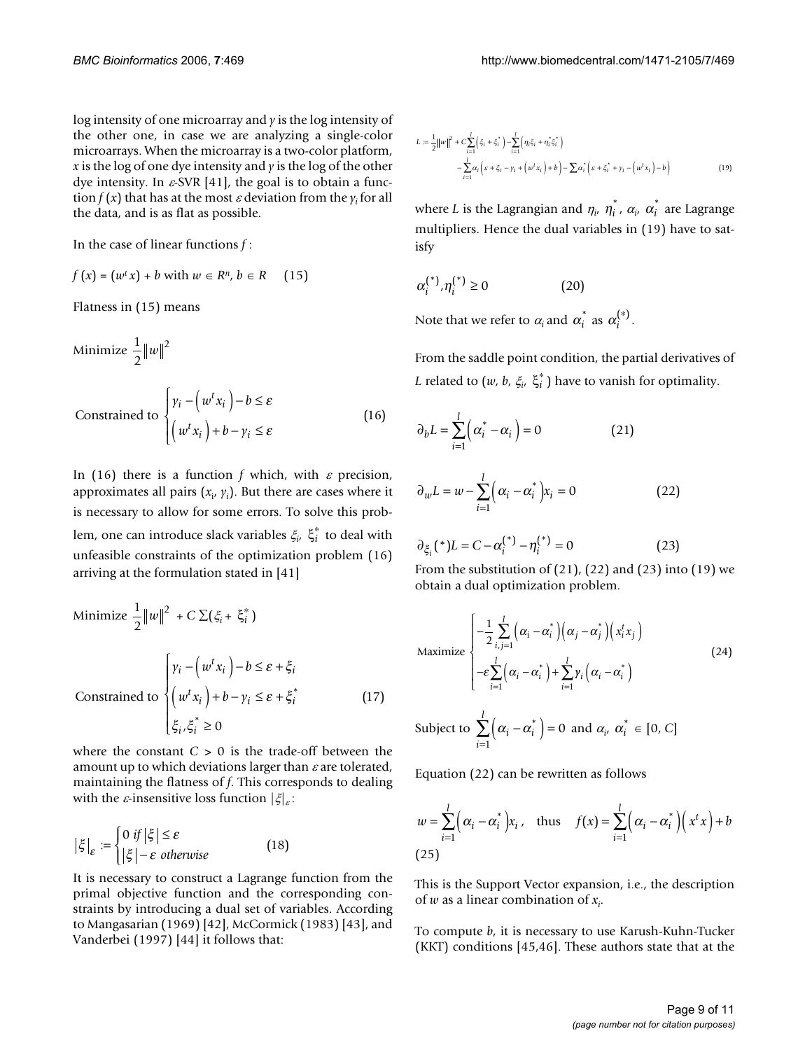log intensity of one microarray and $y$ is the log intensity of the other one, in case we are analyzing a single-color microarrays. When the microarray is a two-color platform, $x$ is the log of one dye intensity and $y$ is the log of the other dye intensity. In $\varepsilon$-SVR [41], the goal is to obtain a function $f(x)$ that has at the most $\varepsilon$ deviation from the $y_i$ for all the data, and is as flat as possible.

In the case of linear functions $f$ :

$$f(x) = (w^t x) + b \text{ with } w \in R^n, b \in R \quad (15)$$

Flatness in (15) means

$$\text{Minimize } \frac{1}{2}\|w\|^2$$

$$\text{Constrained to } \begin{cases} y_i - \left(w^t x_i\right) - b \le \varepsilon \\ \left(w^t x_i\right) + b - y_i \le \varepsilon \end{cases} \quad (16)$$

In (16) there is a function $f$ which, with $\varepsilon$ precision, approximates all pairs $(x_i, y_i)$. But there are cases where it is necessary to allow for some errors. To solve this problem, one can introduce slack variables $\xi_i$, $\xi_i^*$ to deal with unfeasible constraints of the optimization problem (16) arriving at the formulation stated in [41]

$$\text{Minimize } \frac{1}{2}\|w\|^2 + C\sum(\xi_i + \xi_i^*)$$

$$\text{Constrained to } \begin{cases} y_i - \left(w^t x_i\right) - b \le \varepsilon + \xi_i \\ \left(w^t x_i\right) + b - y_i \le \varepsilon + \xi_i^* \\ \xi_i, \xi_i^* \ge 0 \end{cases} \quad (17)$$

where the constant $C > 0$ is the trade-off between the amount up to which deviations larger than $\varepsilon$ are tolerated, maintaining the flatness of $f$. This corresponds to dealing with the $\varepsilon$-insensitive loss function $|\xi|_\varepsilon$:

$$|\xi|_\varepsilon := \begin{cases} 0 \text{ if } |\xi| \le \varepsilon \\ |\xi| - \varepsilon \text{ otherwise} \end{cases} \quad (18)$$

It is necessary to construct a Lagrange function from the primal objective function and the corresponding constraints by introducing a dual set of variables. According to Mangasarian (1969) [42], McCormick (1983) [43], and Vanderbei (1997) [44] it follows that:

$$L := \frac{1}{2}\|w\|^2 + C\sum_{i=1}^{l}\left(\xi_i + \xi_i^*\right) - \sum_{i=1}^{l}\left(\eta_i \xi_i + \eta_i^* \xi_i^*\right) - \sum_{i=1}^{l}\alpha_i\left(\varepsilon + \xi_i - y_i + \left(w^t x_i\right) + b\right) - \sum \alpha_i^*\left(\varepsilon + \xi_i^* + y_i - \left(w^t x_i\right) - b\right) \quad (19)$$

where $L$ is the Lagrangian and $\eta_i$, $\eta_i^*$, $\alpha_i$, $\alpha_i^*$ are Lagrange multipliers. Hence the dual variables in (19) have to satisfy

$$\alpha_i^{(*)}, \eta_i^{(*)} \ge 0 \quad (20)$$

Note that we refer to $\alpha_i$ and $\alpha_i^*$ as $\alpha_i^{(*)}$.

From the saddle point condition, the partial derivatives of $L$ related to $(w, b, \xi_i, \xi_i^*)$ have to vanish for optimality.

$$\partial_b L = \sum_{i=1}^{l}\left(\alpha_i^* - \alpha_i\right) = 0 \quad (21)$$

$$\partial_w L = w - \sum_{i=1}^{l}\left(\alpha_i - \alpha_i^*\right)x_i = 0 \quad (22)$$

$$\partial_{\xi_i}(*)L = C - \alpha_i^{(*)} - \eta_i^{(*)} = 0 \quad (23)$$

From the substitution of (21), (22) and (23) into (19) we obtain a dual optimization problem.

$$\text{Maximize } \begin{cases} -\frac{1}{2}\sum_{i,j=1}^{l}\left(\alpha_i - \alpha_i^*\right)\left(\alpha_j - \alpha_j^*\right)\left(x_i^t x_j\right) \\ -\varepsilon\sum_{i=1}^{l}\left(\alpha_i - \alpha_i^*\right) + \sum_{i=1}^{l} y_i\left(\alpha_i - \alpha_i^*\right) \end{cases} \quad (24)$$

$$\text{Subject to } \sum_{i=1}^{l}\left(\alpha_i - \alpha_i^*\right) = 0 \text{ and } \alpha_i, \alpha_i^* \in [0, C]$$

Equation (22) can be rewritten as follows

$$w = \sum_{i=1}^{l}\left(\alpha_i - \alpha_i^*\right)x_i, \quad \text{thus} \quad f(x) = \sum_{i=1}^{l}\left(\alpha_i - \alpha_i^*\right)\left(x^t x\right) + b \quad (25)$$

This is the Support Vector expansion, i.e., the description of $w$ as a linear combination of $x_i$.

To compute $b$, it is necessary to use Karush-Kuhn-Tucker (KKT) conditions [45,46]. These authors state that at the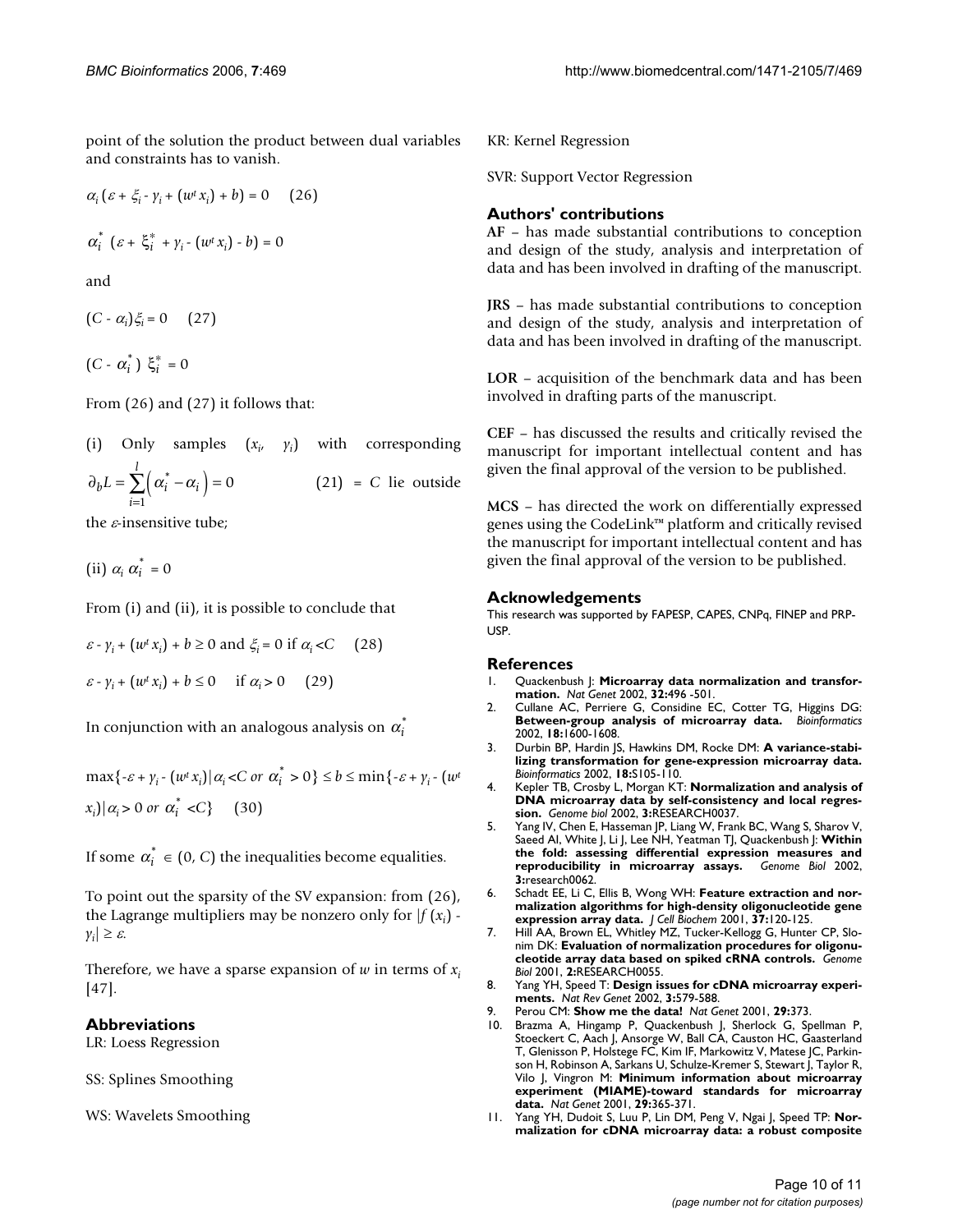point of the solution the product between dual variables and constraints has to vanish.

$$\alpha_i (\varepsilon + \xi_i - y_i + (w^t x_i) + b) = 0 \quad (26)$$

$$\alpha_i^* (\varepsilon + \xi_i^* + y_i - (w^t x_i) - b) = 0$$

and

$$(C - \alpha_i)\xi_i = 0 \quad (27)$$

$$(C - \alpha_i^*) \xi_i^* = 0$$

From (26) and (27) it follows that:

(i) Only samples $(x_i, y_i)$ with corresponding $\partial_b L = \sum_{i=1}^{l} \left( \alpha_i^* - \alpha_i \right) = 0$ (21) $= C$ lie outside the $\varepsilon$-insensitive tube;

(ii) $\alpha_i \alpha_i^* = 0$

From (i) and (ii), it is possible to conclude that

$$\varepsilon - y_i + (w^t x_i) + b \geq 0 \text{ and } \xi_i = 0 \text{ if } \alpha_i < C \quad (28)$$

$$\varepsilon - y_i + (w^t x_i) + b \leq 0 \quad \text{if } \alpha_i > 0 \quad (29)$$

In conjunction with an analogous analysis on $\alpha_i^*$

$$\max\{-\varepsilon + y_i - (w^t x_i) | \alpha_i < C \text{ or } \alpha_i^* > 0\} \leq b \leq \min\{-\varepsilon + y_i - (w^t x_i) | \alpha_i > 0 \text{ or } \alpha_i^* < C\} \quad (30)$$

If some $\alpha_i^* \in (0, C)$ the inequalities become equalities.

To point out the sparsity of the SV expansion: from (26), the Lagrange multipliers may be nonzero only for $|f(x_i) - y_i| \geq \varepsilon$.

Therefore, we have a sparse expansion of $w$ in terms of $x_i$ [47].

## Abbreviations

LR: Loess Regression

SS: Splines Smoothing

WS: Wavelets Smoothing

KR: Kernel Regression

SVR: Support Vector Regression

## Authors' contributions

**AF** – has made substantial contributions to conception and design of the study, analysis and interpretation of data and has been involved in drafting of the manuscript.

**JRS** – has made substantial contributions to conception and design of the study, analysis and interpretation of data and has been involved in drafting of the manuscript.

**LOR** – acquisition of the benchmark data and has been involved in drafting parts of the manuscript.

**CEF** – has discussed the results and critically revised the manuscript for important intellectual content and has given the final approval of the version to be published.

**MCS** – has directed the work on differentially expressed genes using the CodeLink™ platform and critically revised the manuscript for important intellectual content and has given the final approval of the version to be published.

## Acknowledgements

This research was supported by FAPESP, CAPES, CNPq, FINEP and PRP-USP.

## References

1. Quackenbush J: **Microarray data normalization and transformation.** *Nat Genet* 2002, **32:**496 -501.
2. Cullane AC, Perriere G, Considine EC, Cotter TG, Higgins DG: **Between-group analysis of microarray data.** *Bioinformatics* 2002, **18:**1600-1608.
3. Durbin BP, Hardin JS, Hawkins DM, Rocke DM: **A variance-stabilizing transformation for gene-expression microarray data.** *Bioinformatics* 2002, **18:**S105-110.
4. Kepler TB, Crosby L, Morgan KT: **Normalization and analysis of DNA microarray data by self-consistency and local regression.** *Genome biol* 2002, **3:**RESEARCH0037.
5. Yang IV, Chen E, Hasseman JP, Liang W, Frank BC, Wang S, Sharov V, Saeed AI, White J, Li J, Lee NH, Yeatman TJ, Quackenbush J: **Within the fold: assessing differential expression measures and reproducibility in microarray assays.** *Genome Biol* 2002, **3:**research0062.
6. Schadt EE, Li C, Ellis B, Wong WH: **Feature extraction and normalization algorithms for high-density oligonucleotide gene expression array data.** *J Cell Biochem* 2001, **37:**120-125.
7. Hill AA, Brown EL, Whitley MZ, Tucker-Kellogg G, Hunter CP, Slonim DK: **Evaluation of normalization procedures for oligonucleotide array data based on spiked cRNA controls.** *Genome Biol* 2001, **2:**RESEARCH0055.
8. Yang YH, Speed T: **Design issues for cDNA microarray experiments.** *Nat Rev Genet* 2002, **3:**579-588.
9. Perou CM: **Show me the data!** *Nat Genet* 2001, **29:**373.
10. Brazma A, Hingamp P, Quackenbush J, Sherlock G, Spellman P, Stoeckert C, Aach J, Ansorge W, Ball CA, Causton HC, Gaasterland T, Glenisson P, Holstege FC, Kim IF, Markowitz V, Matese JC, Parkinson H, Robinson A, Sarkans U, Schulze-Kremer S, Stewart J, Taylor R, Vilo J, Vingron M: **Minimum information about microarray experiment (MIAME)-toward standards for microarray data.** *Nat Genet* 2001, **29:**365-371.
11. Yang YH, Dudoit S, Luu P, Lin DM, Peng V, Ngai J, Speed TP: **Normalization for cDNA microarray data: a robust composite**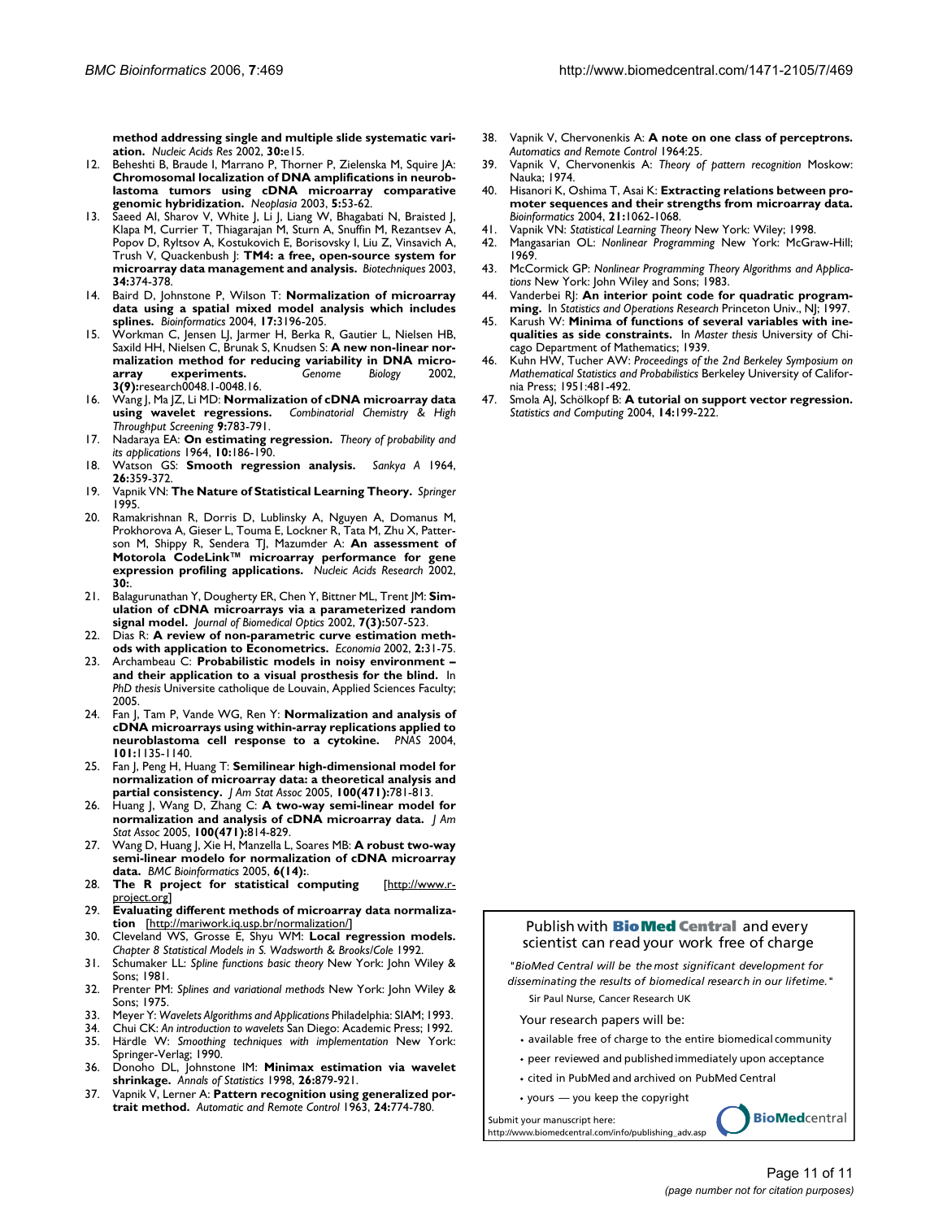**method addressing single and multiple slide systematic variation.** *Nucleic Acids Res* 2002, **30:**e15.

12. Beheshti B, Braude I, Marrano P, Thorner P, Zielenska M, Squire JA: **Chromosomal localization of DNA amplifications in neuroblastoma tumors using cDNA microarray comparative genomic hybridization.** *Neoplasia* 2003, **5:**53-62.
13. Saeed AI, Sharov V, White J, Li J, Liang W, Bhagabati N, Braisted J, Klapa M, Currier T, Thiagarajan M, Sturn A, Snuffin M, Rezantsev A, Popov D, Ryltsov A, Kostukovich E, Borisovsky I, Liu Z, Vinsavich A, Trush V, Quackenbush J: **TM4: a free, open-source system for microarray data management and analysis.** *Biotechniques* 2003, **34:**374-378.
14. Baird D, Johnstone P, Wilson T: **Normalization of microarray data using a spatial mixed model analysis which includes splines.** *Bioinformatics* 2004, **17:**3196-205.
15. Workman C, Jensen LJ, Jarmer H, Berka R, Gautier L, Nielsen HB, Saxild HH, Nielsen C, Brunak S, Knudsen S: **A new non-linear normalization method for reducing variability in DNA microarray experiments.** *Genome Biology* 2002, **3(9):**research0048.1-0048.16.
16. Wang J, Ma JZ, Li MD: **Normalization of cDNA microarray data using wavelet regressions.** *Combinatorial Chemistry & High Throughput Screening* **9:**783-791.
17. Nadaraya EA: **On estimating regression.** *Theory of probability and its applications* 1964, **10:**186-190.
18. Watson GS: **Smooth regression analysis.** *Sankya A* 1964, **26:**359-372.
19. Vapnik VN: **The Nature of Statistical Learning Theory.** *Springer* 1995.
20. Ramakrishnan R, Dorris D, Lublinsky A, Nguyen A, Domanus M, Prokhorova A, Gieser L, Touma E, Lockner R, Tata M, Zhu X, Patterson M, Shippy R, Sendera TJ, Mazumder A: **An assessment of Motorola CodeLink™ microarray performance for gene expression profiling applications.** *Nucleic Acids Research* 2002, **30:**.
21. Balagurunathan Y, Dougherty ER, Chen Y, Bittner ML, Trent JM: **Simulation of cDNA microarrays via a parameterized random signal model.** *Journal of Biomedical Optics* 2002, **7(3):**507-523.
22. Dias R: **A review of non-parametric curve estimation methods with application to Econometrics.** *Economia* 2002, **2:**31-75.
23. Archambeau C: **Probabilistic models in noisy environment – and their application to a visual prosthesis for the blind.** In *PhD thesis* Universite catholique de Louvain, Applied Sciences Faculty; 2005.
24. Fan J, Tam P, Vande WG, Ren Y: **Normalization and analysis of cDNA microarrays using within-array replications applied to neuroblastoma cell response to a cytokine.** *PNAS* 2004, **101:**1135-1140.
25. Fan J, Peng H, Huang T: **Semilinear high-dimensional model for normalization of microarray data: a theoretical analysis and partial consistency.** *J Am Stat Assoc* 2005, **100(471):**781-813.
26. Huang J, Wang D, Zhang C: **A two-way semi-linear model for normalization and analysis of cDNA microarray data.** *J Am Stat Assoc* 2005, **100(471):**814-829.
27. Wang D, Huang J, Xie H, Manzella L, Soares MB: **A robust two-way semi-linear modelo for normalization of cDNA microarray data.** *BMC Bioinformatics* 2005, **6(14):**.
28. **The R project for statistical computing** [http://www.r-project.org]
29. **Evaluating different methods of microarray data normalization** [http://mariwork.iq.usp.br/normalization/]
30. Cleveland WS, Grosse E, Shyu WM: **Local regression models.** *Chapter 8 Statistical Models in S. Wadsworth & Brooks/Cole* 1992.
31. Schumaker LL: *Spline functions basic theory* New York: John Wiley & Sons; 1981.
32. Prenter PM: *Splines and variational methods* New York: John Wiley & Sons; 1975.
33. Meyer Y: *Wavelets Algorithms and Applications* Philadelphia: SIAM; 1993.
34. Chui CK: *An introduction to wavelets* San Diego: Academic Press; 1992.
35. Härdle W: *Smoothing techniques with implementation* New York: Springer-Verlag; 1990.
36. Donoho DL, Johnstone IM: **Minimax estimation via wavelet shrinkage.** *Annals of Statistics* 1998, **26:**879-921.
37. Vapnik V, Lerner A: **Pattern recognition using generalized portrait method.** *Automatic and Remote Control* 1963, **24:**774-780.
38. Vapnik V, Chervonenkis A: **A note on one class of perceptrons.** *Automatics and Remote Control* 1964:25.
39. Vapnik V, Chervonenkis A: *Theory of pattern recognition* Moskow: Nauka; 1974.
40. Hisanori K, Oshima T, Asai K: **Extracting relations between promoter sequences and their strengths from microarray data.** *Bioinformatics* 2004, **21:**1062-1068.
41. Vapnik VN: *Statistical Learning Theory* New York: Wiley; 1998.
42. Mangasarian OL: *Nonlinear Programming* New York: McGraw-Hill; 1969.
43. McCormick GP: *Nonlinear Programming Theory Algorithms and Applications* New York: John Wiley and Sons; 1983.
44. Vanderbei RJ: **An interior point code for quadratic programming.** In *Statistics and Operations Research* Princeton Univ., NJ; 1997.
45. Karush W: **Minima of functions of several variables with inequalities as side constraints.** In *Master thesis* University of Chicago Department of Mathematics; 1939.
46. Kuhn HW, Tucher AW: *Proceedings of the 2nd Berkeley Symposium on Mathematical Statistics and Probabilistics* Berkeley University of California Press; 1951:481-492.
47. Smola AJ, Schölkopf B: **A tutorial on support vector regression.** *Statistics and Computing* 2004, **14:**199-222.

Publish with **BioMed Central** and every scientist can read your work free of charge

*"BioMed Central will be the most significant development for disseminating the results of biomedical research in our lifetime."*
Sir Paul Nurse, Cancer Research UK

Your research papers will be:

- available free of charge to the entire biomedical community
- peer reviewed and published immediately upon acceptance
- cited in PubMed and archived on PubMed Central
- yours — you keep the copyright

Submit your manuscript here:
http://www.biomedcentral.com/info/publishing_adv.asp

BioMedcentral